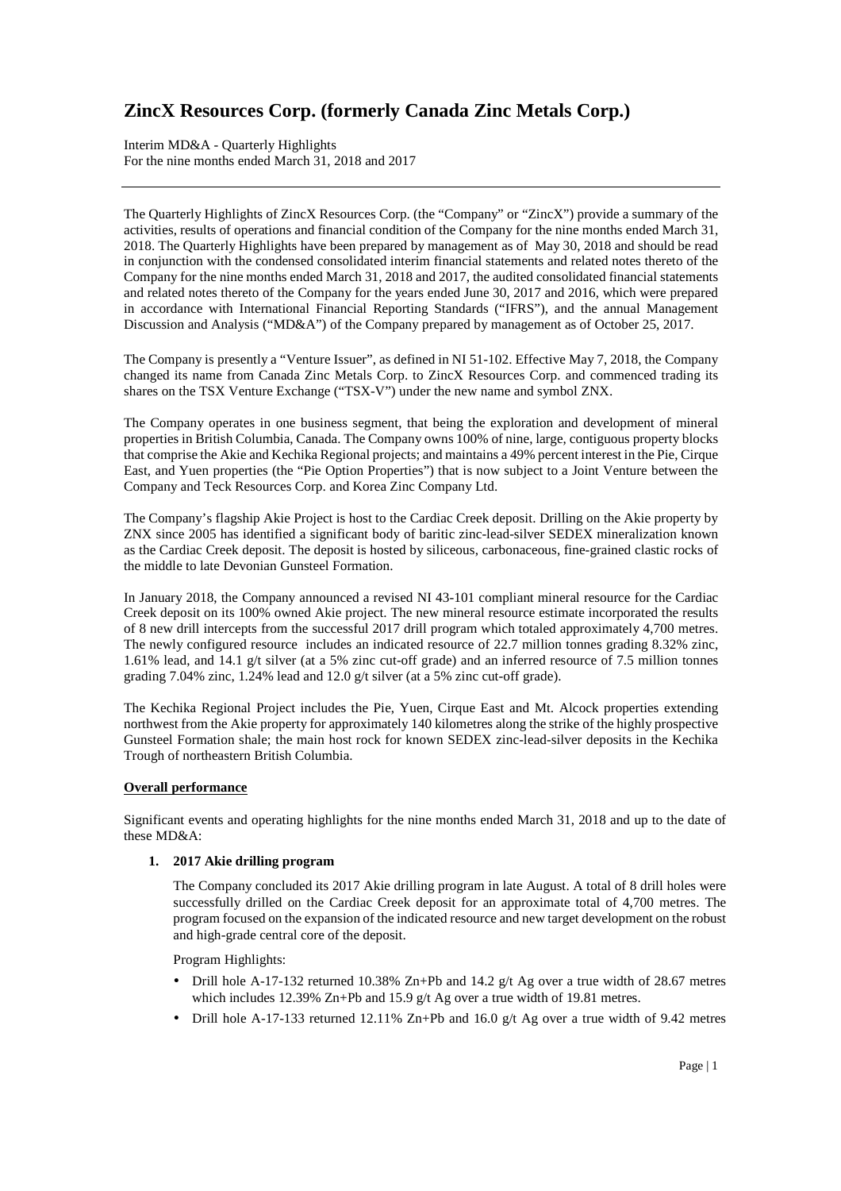# ZincX Resources Corp. (formerly Canada Zinc Metals Corp.)

Interim MD&A - Quarterly Highlights
For the nine months ended March 31, 2018 and 2017

---

The Quarterly Highlights of ZincX Resources Corp. (the "Company" or "ZincX") provide a summary of the activities, results of operations and financial condition of the Company for the nine months ended March 31, 2018. The Quarterly Highlights have been prepared by management as of May 30, 2018 and should be read in conjunction with the condensed consolidated interim financial statements and related notes thereto of the Company for the nine months ended March 31, 2018 and 2017, the audited consolidated financial statements and related notes thereto of the Company for the years ended June 30, 2017 and 2016, which were prepared in accordance with International Financial Reporting Standards ("IFRS"), and the annual Management Discussion and Analysis ("MD&A") of the Company prepared by management as of October 25, 2017.

The Company is presently a "Venture Issuer", as defined in NI 51-102. Effective May 7, 2018, the Company changed its name from Canada Zinc Metals Corp. to ZincX Resources Corp. and commenced trading its shares on the TSX Venture Exchange ("TSX-V") under the new name and symbol ZNX.

The Company operates in one business segment, that being the exploration and development of mineral properties in British Columbia, Canada. The Company owns 100% of nine, large, contiguous property blocks that comprise the Akie and Kechika Regional projects; and maintains a 49% percent interest in the Pie, Cirque East, and Yuen properties (the "Pie Option Properties") that is now subject to a Joint Venture between the Company and Teck Resources Corp. and Korea Zinc Company Ltd.

The Company's flagship Akie Project is host to the Cardiac Creek deposit. Drilling on the Akie property by ZNX since 2005 has identified a significant body of baritic zinc-lead-silver SEDEX mineralization known as the Cardiac Creek deposit. The deposit is hosted by siliceous, carbonaceous, fine-grained clastic rocks of the middle to late Devonian Gunsteel Formation.

In January 2018, the Company announced a revised NI 43-101 compliant mineral resource for the Cardiac Creek deposit on its 100% owned Akie project. The new mineral resource estimate incorporated the results of 8 new drill intercepts from the successful 2017 drill program which totaled approximately 4,700 metres. The newly configured resource includes an indicated resource of 22.7 million tonnes grading 8.32% zinc, 1.61% lead, and 14.1 g/t silver (at a 5% zinc cut-off grade) and an inferred resource of 7.5 million tonnes grading 7.04% zinc, 1.24% lead and 12.0 g/t silver (at a 5% zinc cut-off grade).

The Kechika Regional Project includes the Pie, Yuen, Cirque East and Mt. Alcock properties extending northwest from the Akie property for approximately 140 kilometres along the strike of the highly prospective Gunsteel Formation shale; the main host rock for known SEDEX zinc-lead-silver deposits in the Kechika Trough of northeastern British Columbia.

## Overall performance

Significant events and operating highlights for the nine months ended March 31, 2018 and up to the date of these MD&A:

1. **2017 Akie drilling program**

   The Company concluded its 2017 Akie drilling program in late August. A total of 8 drill holes were successfully drilled on the Cardiac Creek deposit for an approximate total of 4,700 metres. The program focused on the expansion of the indicated resource and new target development on the robust and high-grade central core of the deposit.

   Program Highlights:

   - Drill hole A-17-132 returned 10.38% Zn+Pb and 14.2 g/t Ag over a true width of 28.67 metres which includes 12.39% Zn+Pb and 15.9 g/t Ag over a true width of 19.81 metres.
   - Drill hole A-17-133 returned 12.11% Zn+Pb and 16.0 g/t Ag over a true width of 9.42 metres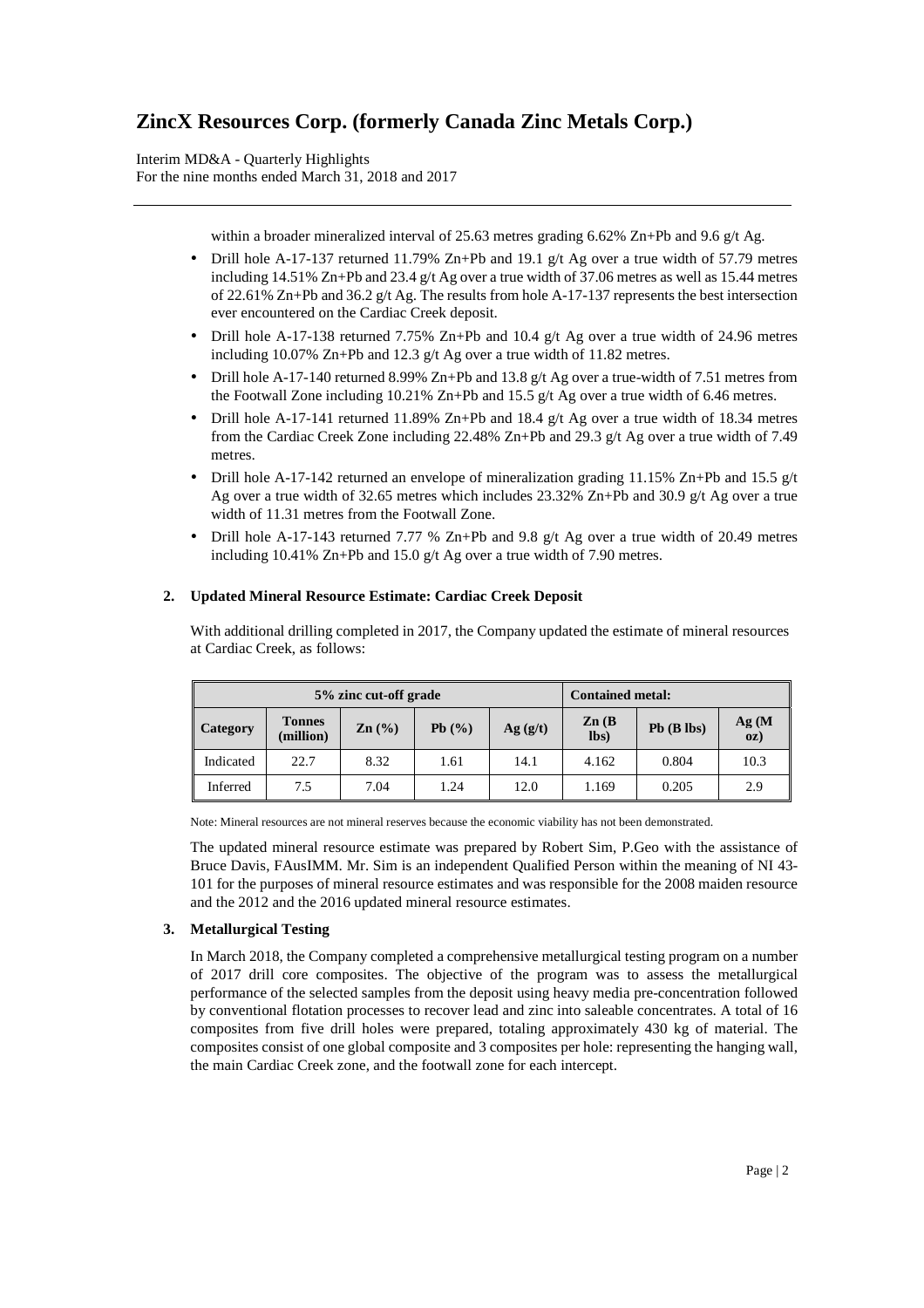within a broader mineralized interval of 25.63 metres grading 6.62% Zn+Pb and 9.6 g/t Ag.

- Drill hole A-17-137 returned 11.79% Zn+Pb and 19.1 g/t Ag over a true width of 57.79 metres including 14.51% Zn+Pb and 23.4 g/t Ag over a true width of 37.06 metres as well as 15.44 metres of 22.61% Zn+Pb and 36.2 g/t Ag. The results from hole A-17-137 represents the best intersection ever encountered on the Cardiac Creek deposit.
- Drill hole A-17-138 returned 7.75% Zn+Pb and 10.4 g/t Ag over a true width of 24.96 metres including 10.07% Zn+Pb and 12.3 g/t Ag over a true width of 11.82 metres.
- Drill hole A-17-140 returned 8.99% Zn+Pb and 13.8 g/t Ag over a true-width of 7.51 metres from the Footwall Zone including 10.21% Zn+Pb and 15.5 g/t Ag over a true width of 6.46 metres.
- Drill hole A-17-141 returned 11.89% Zn+Pb and 18.4 g/t Ag over a true width of 18.34 metres from the Cardiac Creek Zone including 22.48% Zn+Pb and 29.3 g/t Ag over a true width of 7.49 metres.
- Drill hole A-17-142 returned an envelope of mineralization grading 11.15% Zn+Pb and 15.5 g/t Ag over a true width of 32.65 metres which includes 23.32% Zn+Pb and 30.9 g/t Ag over a true width of 11.31 metres from the Footwall Zone.
- Drill hole A-17-143 returned 7.77 % Zn+Pb and 9.8 g/t Ag over a true width of 20.49 metres including 10.41% Zn+Pb and 15.0 g/t Ag over a true width of 7.90 metres.

**2. Updated Mineral Resource Estimate: Cardiac Creek Deposit**

With additional drilling completed in 2017, the Company updated the estimate of mineral resources at Cardiac Creek, as follows:

| 5% zinc cut-off grade | | | | | Contained metal: | | |
|---|---|---|---|---|---|---|---|
| **Category** | **Tonnes (million)** | **Zn (%)** | **Pb (%)** | **Ag (g/t)** | **Zn (B lbs)** | **Pb (B lbs)** | **Ag (M oz)** |
| Indicated | 22.7 | 8.32 | 1.61 | 14.1 | 4.162 | 0.804 | 10.3 |
| Inferred | 7.5 | 7.04 | 1.24 | 12.0 | 1.169 | 0.205 | 2.9 |

Note: Mineral resources are not mineral reserves because the economic viability has not been demonstrated.

The updated mineral resource estimate was prepared by Robert Sim, P.Geo with the assistance of Bruce Davis, FAusIMM. Mr. Sim is an independent Qualified Person within the meaning of NI 43-101 for the purposes of mineral resource estimates and was responsible for the 2008 maiden resource and the 2012 and the 2016 updated mineral resource estimates.

**3. Metallurgical Testing**

In March 2018, the Company completed a comprehensive metallurgical testing program on a number of 2017 drill core composites. The objective of the program was to assess the metallurgical performance of the selected samples from the deposit using heavy media pre-concentration followed by conventional flotation processes to recover lead and zinc into saleable concentrates. A total of 16 composites from five drill holes were prepared, totaling approximately 430 kg of material. The composites consist of one global composite and 3 composites per hole: representing the hanging wall, the main Cardiac Creek zone, and the footwall zone for each intercept.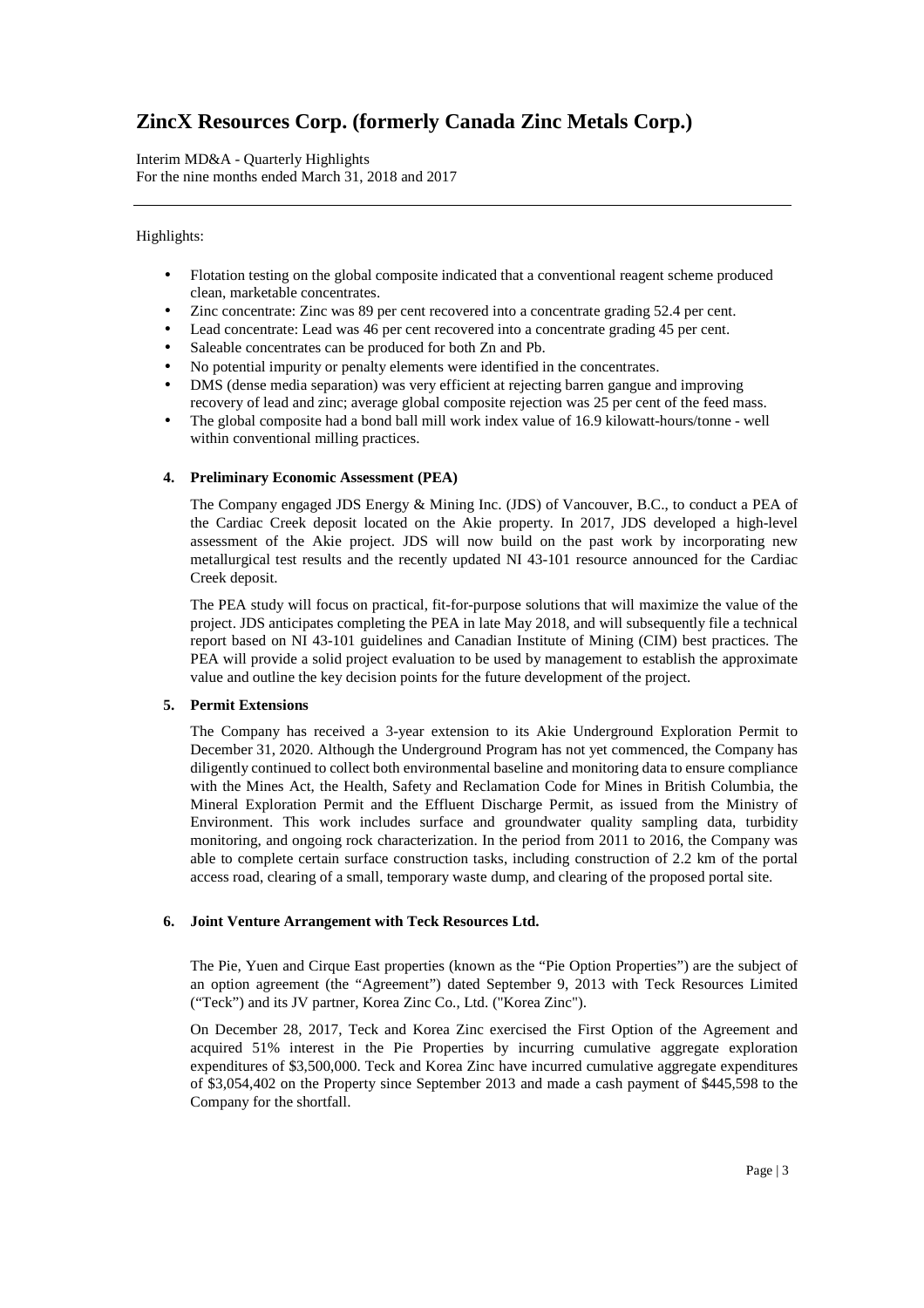Highlights:

- Flotation testing on the global composite indicated that a conventional reagent scheme produced clean, marketable concentrates.
- Zinc concentrate: Zinc was 89 per cent recovered into a concentrate grading 52.4 per cent.
- Lead concentrate: Lead was 46 per cent recovered into a concentrate grading 45 per cent.
- Saleable concentrates can be produced for both Zn and Pb.
- No potential impurity or penalty elements were identified in the concentrates.
- DMS (dense media separation) was very efficient at rejecting barren gangue and improving recovery of lead and zinc; average global composite rejection was 25 per cent of the feed mass.
- The global composite had a bond ball mill work index value of 16.9 kilowatt-hours/tonne - well within conventional milling practices.

**4. Preliminary Economic Assessment (PEA)**

The Company engaged JDS Energy & Mining Inc. (JDS) of Vancouver, B.C., to conduct a PEA of the Cardiac Creek deposit located on the Akie property. In 2017, JDS developed a high-level assessment of the Akie project. JDS will now build on the past work by incorporating new metallurgical test results and the recently updated NI 43-101 resource announced for the Cardiac Creek deposit.

The PEA study will focus on practical, fit-for-purpose solutions that will maximize the value of the project. JDS anticipates completing the PEA in late May 2018, and will subsequently file a technical report based on NI 43-101 guidelines and Canadian Institute of Mining (CIM) best practices. The PEA will provide a solid project evaluation to be used by management to establish the approximate value and outline the key decision points for the future development of the project.

**5. Permit Extensions**

The Company has received a 3-year extension to its Akie Underground Exploration Permit to December 31, 2020. Although the Underground Program has not yet commenced, the Company has diligently continued to collect both environmental baseline and monitoring data to ensure compliance with the Mines Act, the Health, Safety and Reclamation Code for Mines in British Columbia, the Mineral Exploration Permit and the Effluent Discharge Permit, as issued from the Ministry of Environment. This work includes surface and groundwater quality sampling data, turbidity monitoring, and ongoing rock characterization. In the period from 2011 to 2016, the Company was able to complete certain surface construction tasks, including construction of 2.2 km of the portal access road, clearing of a small, temporary waste dump, and clearing of the proposed portal site.

**6. Joint Venture Arrangement with Teck Resources Ltd.**

The Pie, Yuen and Cirque East properties (known as the "Pie Option Properties") are the subject of an option agreement (the "Agreement") dated September 9, 2013 with Teck Resources Limited ("Teck") and its JV partner, Korea Zinc Co., Ltd. ("Korea Zinc").

On December 28, 2017, Teck and Korea Zinc exercised the First Option of the Agreement and acquired 51% interest in the Pie Properties by incurring cumulative aggregate exploration expenditures of $3,500,000. Teck and Korea Zinc have incurred cumulative aggregate expenditures of $3,054,402 on the Property since September 2013 and made a cash payment of $445,598 to the Company for the shortfall.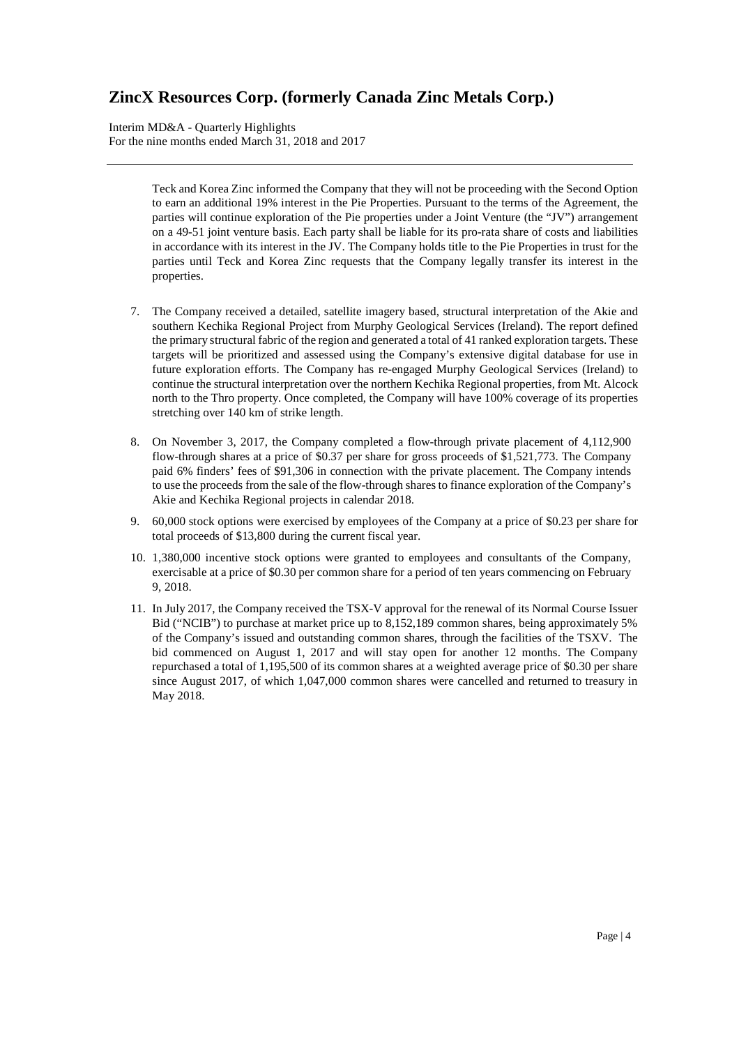Teck and Korea Zinc informed the Company that they will not be proceeding with the Second Option to earn an additional 19% interest in the Pie Properties. Pursuant to the terms of the Agreement, the parties will continue exploration of the Pie properties under a Joint Venture (the "JV") arrangement on a 49-51 joint venture basis. Each party shall be liable for its pro-rata share of costs and liabilities in accordance with its interest in the JV. The Company holds title to the Pie Properties in trust for the parties until Teck and Korea Zinc requests that the Company legally transfer its interest in the properties.

7. The Company received a detailed, satellite imagery based, structural interpretation of the Akie and southern Kechika Regional Project from Murphy Geological Services (Ireland). The report defined the primary structural fabric of the region and generated a total of 41 ranked exploration targets. These targets will be prioritized and assessed using the Company's extensive digital database for use in future exploration efforts. The Company has re-engaged Murphy Geological Services (Ireland) to continue the structural interpretation over the northern Kechika Regional properties, from Mt. Alcock north to the Thro property. Once completed, the Company will have 100% coverage of its properties stretching over 140 km of strike length.

8. On November 3, 2017, the Company completed a flow-through private placement of 4,112,900 flow-through shares at a price of $0.37 per share for gross proceeds of $1,521,773. The Company paid 6% finders' fees of $91,306 in connection with the private placement. The Company intends to use the proceeds from the sale of the flow-through shares to finance exploration of the Company's Akie and Kechika Regional projects in calendar 2018.

9. 60,000 stock options were exercised by employees of the Company at a price of $0.23 per share for total proceeds of $13,800 during the current fiscal year.

10. 1,380,000 incentive stock options were granted to employees and consultants of the Company, exercisable at a price of $0.30 per common share for a period of ten years commencing on February 9, 2018.

11. In July 2017, the Company received the TSX-V approval for the renewal of its Normal Course Issuer Bid ("NCIB") to purchase at market price up to 8,152,189 common shares, being approximately 5% of the Company's issued and outstanding common shares, through the facilities of the TSXV. The bid commenced on August 1, 2017 and will stay open for another 12 months. The Company repurchased a total of 1,195,500 of its common shares at a weighted average price of $0.30 per share since August 2017, of which 1,047,000 common shares were cancelled and returned to treasury in May 2018.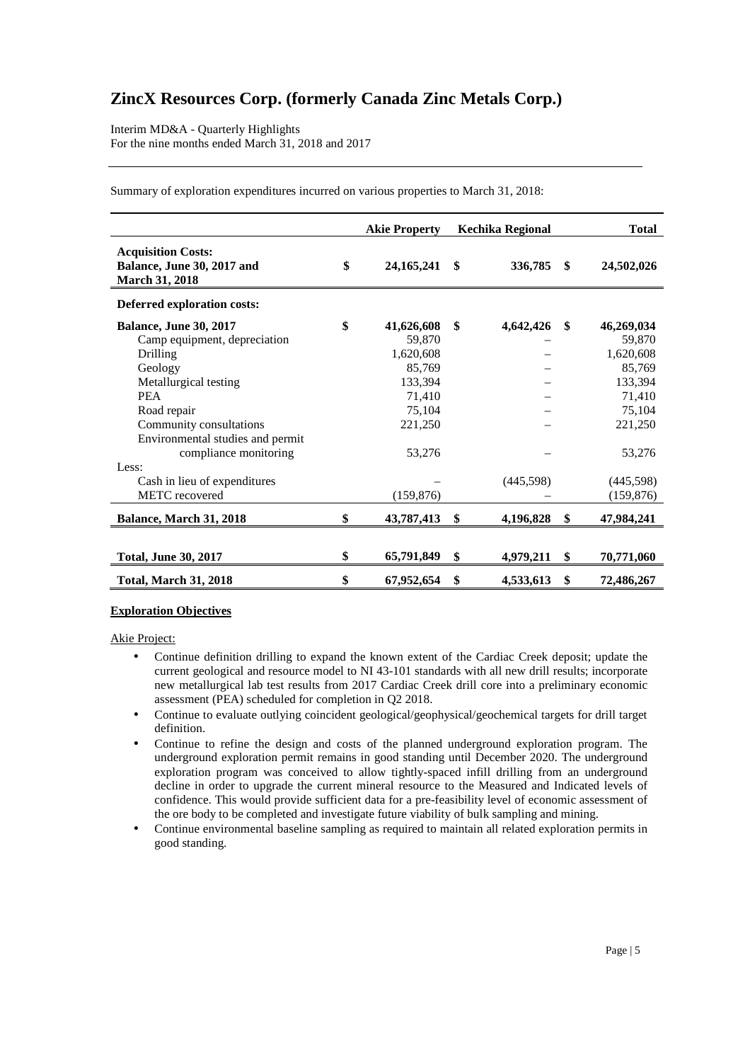# ZincX Resources Corp. (formerly Canada Zinc Metals Corp.)

Interim MD&A - Quarterly Highlights
For the nine months ended March 31, 2018 and 2017

Summary of exploration expenditures incurred on various properties to March 31, 2018:

| | Akie Property | Kechika Regional | Total |
|---|---|---|---|
| **Acquisition Costs: Balance, June 30, 2017 and March 31, 2018** | **$ 24,165,241** | **$ 336,785** | **$ 24,502,026** |
| **Deferred exploration costs:** | | | |
| **Balance, June 30, 2017** | **$ 41,626,608** | **$ 4,642,426** | **$ 46,269,034** |
| Camp equipment, depreciation | 59,870 | – | 59,870 |
| Drilling | 1,620,608 | – | 1,620,608 |
| Geology | 85,769 | – | 85,769 |
| Metallurgical testing | 133,394 | – | 133,394 |
| PEA | 71,410 | – | 71,410 |
| Road repair | 75,104 | – | 75,104 |
| Community consultations | 221,250 | – | 221,250 |
| Environmental studies and permit compliance monitoring | 53,276 | – | 53,276 |
| Less: | | | |
| Cash in lieu of expenditures | – | (445,598) | (445,598) |
| METC recovered | (159,876) | – | (159,876) |
| **Balance, March 31, 2018** | **$ 43,787,413** | **$ 4,196,828** | **$ 47,984,241** |
| **Total, June 30, 2017** | **$ 65,791,849** | **$ 4,979,211** | **$ 70,771,060** |
| **Total, March 31, 2018** | **$ 67,952,654** | **$ 4,533,613** | **$ 72,486,267** |

**Exploration Objectives**

Akie Project:

- Continue definition drilling to expand the known extent of the Cardiac Creek deposit; update the current geological and resource model to NI 43-101 standards with all new drill results; incorporate new metallurgical lab test results from 2017 Cardiac Creek drill core into a preliminary economic assessment (PEA) scheduled for completion in Q2 2018.
- Continue to evaluate outlying coincident geological/geophysical/geochemical targets for drill target definition.
- Continue to refine the design and costs of the planned underground exploration program. The underground exploration permit remains in good standing until December 2020. The underground exploration program was conceived to allow tightly-spaced infill drilling from an underground decline in order to upgrade the current mineral resource to the Measured and Indicated levels of confidence. This would provide sufficient data for a pre-feasibility level of economic assessment of the ore body to be completed and investigate future viability of bulk sampling and mining.
- Continue environmental baseline sampling as required to maintain all related exploration permits in good standing.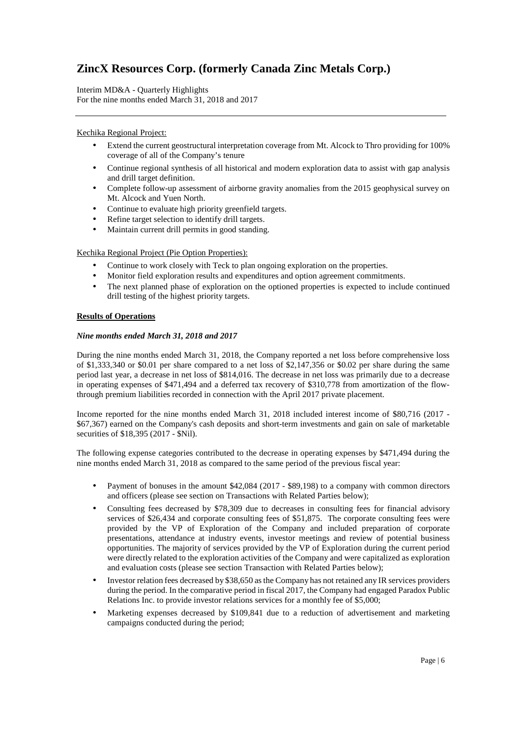Kechika Regional Project:

- Extend the current geostructural interpretation coverage from Mt. Alcock to Thro providing for 100% coverage of all of the Company's tenure
- Continue regional synthesis of all historical and modern exploration data to assist with gap analysis and drill target definition.
- Complete follow-up assessment of airborne gravity anomalies from the 2015 geophysical survey on Mt. Alcock and Yuen North.
- Continue to evaluate high priority greenfield targets.
- Refine target selection to identify drill targets.
- Maintain current drill permits in good standing.

Kechika Regional Project (Pie Option Properties):

- Continue to work closely with Teck to plan ongoing exploration on the properties.
- Monitor field exploration results and expenditures and option agreement commitments.
- The next planned phase of exploration on the optioned properties is expected to include continued drill testing of the highest priority targets.

## Results of Operations

### *Nine months ended March 31, 2018 and 2017*

During the nine months ended March 31, 2018, the Company reported a net loss before comprehensive loss of $1,333,340 or $0.01 per share compared to a net loss of $2,147,356 or $0.02 per share during the same period last year, a decrease in net loss of $814,016. The decrease in net loss was primarily due to a decrease in operating expenses of $471,494 and a deferred tax recovery of $310,778 from amortization of the flow-through premium liabilities recorded in connection with the April 2017 private placement.

Income reported for the nine months ended March 31, 2018 included interest income of $80,716 (2017 - $67,367) earned on the Company's cash deposits and short-term investments and gain on sale of marketable securities of $18,395 (2017 - $Nil).

The following expense categories contributed to the decrease in operating expenses by $471,494 during the nine months ended March 31, 2018 as compared to the same period of the previous fiscal year:

- Payment of bonuses in the amount $42,084 (2017 - $89,198) to a company with common directors and officers (please see section on Transactions with Related Parties below);
- Consulting fees decreased by $78,309 due to decreases in consulting fees for financial advisory services of $26,434 and corporate consulting fees of $51,875. The corporate consulting fees were provided by the VP of Exploration of the Company and included preparation of corporate presentations, attendance at industry events, investor meetings and review of potential business opportunities. The majority of services provided by the VP of Exploration during the current period were directly related to the exploration activities of the Company and were capitalized as exploration and evaluation costs (please see section Transaction with Related Parties below);
- Investor relation fees decreased by $38,650 as the Company has not retained any IR services providers during the period. In the comparative period in fiscal 2017, the Company had engaged Paradox Public Relations Inc. to provide investor relations services for a monthly fee of $5,000;
- Marketing expenses decreased by $109,841 due to a reduction of advertisement and marketing campaigns conducted during the period;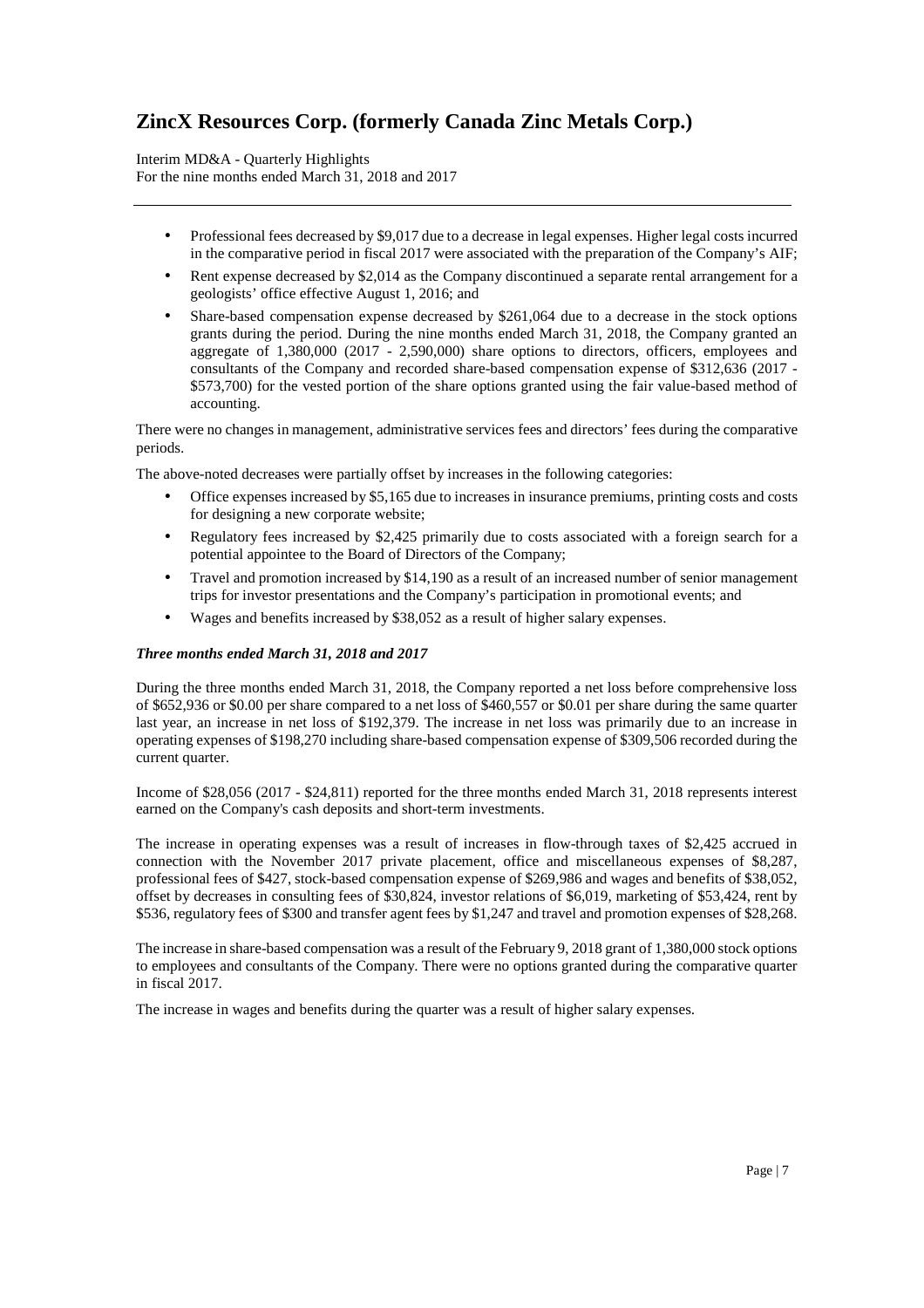- Professional fees decreased by $9,017 due to a decrease in legal expenses. Higher legal costs incurred in the comparative period in fiscal 2017 were associated with the preparation of the Company's AIF;
- Rent expense decreased by $2,014 as the Company discontinued a separate rental arrangement for a geologists' office effective August 1, 2016; and
- Share-based compensation expense decreased by $261,064 due to a decrease in the stock options grants during the period. During the nine months ended March 31, 2018, the Company granted an aggregate of 1,380,000 (2017 - 2,590,000) share options to directors, officers, employees and consultants of the Company and recorded share-based compensation expense of $312,636 (2017 - $573,700) for the vested portion of the share options granted using the fair value-based method of accounting.

There were no changes in management, administrative services fees and directors' fees during the comparative periods.

The above-noted decreases were partially offset by increases in the following categories:

- Office expenses increased by $5,165 due to increases in insurance premiums, printing costs and costs for designing a new corporate website;
- Regulatory fees increased by $2,425 primarily due to costs associated with a foreign search for a potential appointee to the Board of Directors of the Company;
- Travel and promotion increased by $14,190 as a result of an increased number of senior management trips for investor presentations and the Company's participation in promotional events; and
- Wages and benefits increased by $38,052 as a result of higher salary expenses.

***Three months ended March 31, 2018 and 2017***

During the three months ended March 31, 2018, the Company reported a net loss before comprehensive loss of $652,936 or $0.00 per share compared to a net loss of $460,557 or $0.01 per share during the same quarter last year, an increase in net loss of $192,379. The increase in net loss was primarily due to an increase in operating expenses of $198,270 including share-based compensation expense of $309,506 recorded during the current quarter.

Income of $28,056 (2017 - $24,811) reported for the three months ended March 31, 2018 represents interest earned on the Company's cash deposits and short-term investments.

The increase in operating expenses was a result of increases in flow-through taxes of $2,425 accrued in connection with the November 2017 private placement, office and miscellaneous expenses of $8,287, professional fees of $427, stock-based compensation expense of $269,986 and wages and benefits of $38,052, offset by decreases in consulting fees of $30,824, investor relations of $6,019, marketing of $53,424, rent by $536, regulatory fees of $300 and transfer agent fees by $1,247 and travel and promotion expenses of $28,268.

The increase in share-based compensation was a result of the February 9, 2018 grant of 1,380,000 stock options to employees and consultants of the Company. There were no options granted during the comparative quarter in fiscal 2017.

The increase in wages and benefits during the quarter was a result of higher salary expenses.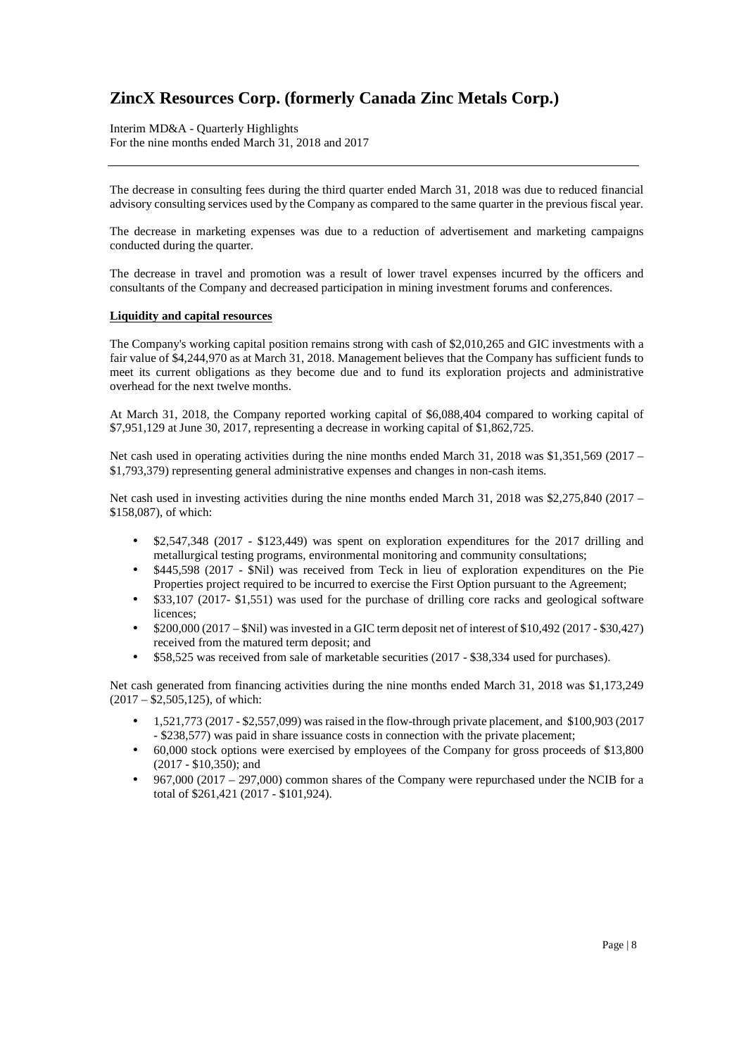The decrease in consulting fees during the third quarter ended March 31, 2018 was due to reduced financial advisory consulting services used by the Company as compared to the same quarter in the previous fiscal year.

The decrease in marketing expenses was due to a reduction of advertisement and marketing campaigns conducted during the quarter.

The decrease in travel and promotion was a result of lower travel expenses incurred by the officers and consultants of the Company and decreased participation in mining investment forums and conferences.

**Liquidity and capital resources**

The Company's working capital position remains strong with cash of $2,010,265 and GIC investments with a fair value of $4,244,970 as at March 31, 2018. Management believes that the Company has sufficient funds to meet its current obligations as they become due and to fund its exploration projects and administrative overhead for the next twelve months.

At March 31, 2018, the Company reported working capital of $6,088,404 compared to working capital of $7,951,129 at June 30, 2017, representing a decrease in working capital of $1,862,725.

Net cash used in operating activities during the nine months ended March 31, 2018 was $1,351,569 (2017 – $1,793,379) representing general administrative expenses and changes in non-cash items.

Net cash used in investing activities during the nine months ended March 31, 2018 was $2,275,840 (2017 – $158,087), of which:

- $2,547,348 (2017 - $123,449) was spent on exploration expenditures for the 2017 drilling and metallurgical testing programs, environmental monitoring and community consultations;
- $445,598 (2017 - $Nil) was received from Teck in lieu of exploration expenditures on the Pie Properties project required to be incurred to exercise the First Option pursuant to the Agreement;
- $33,107 (2017- $1,551) was used for the purchase of drilling core racks and geological software licences;
- $200,000 (2017 – $Nil) was invested in a GIC term deposit net of interest of $10,492 (2017 - $30,427) received from the matured term deposit; and
- $58,525 was received from sale of marketable securities (2017 - $38,334 used for purchases).

Net cash generated from financing activities during the nine months ended March 31, 2018 was $1,173,249 (2017 – $2,505,125), of which:

- 1,521,773 (2017 - $2,557,099) was raised in the flow-through private placement, and $100,903 (2017 - $238,577) was paid in share issuance costs in connection with the private placement;
- 60,000 stock options were exercised by employees of the Company for gross proceeds of $13,800 (2017 - $10,350); and
- 967,000 (2017 – 297,000) common shares of the Company were repurchased under the NCIB for a total of $261,421 (2017 - $101,924).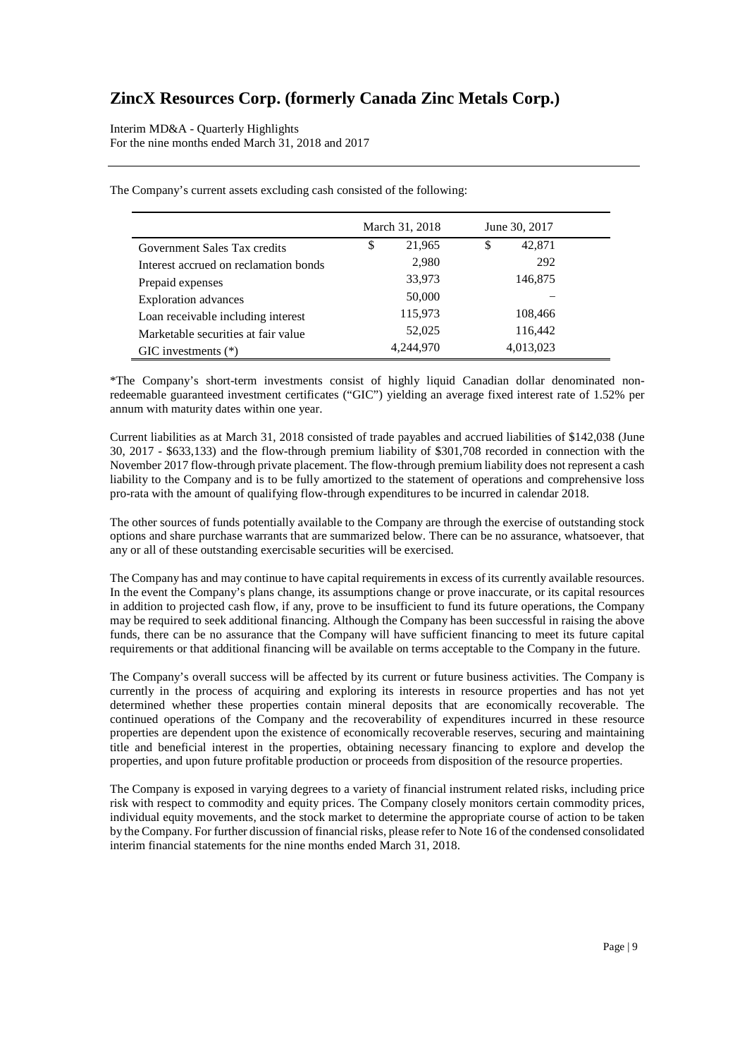The Company's current assets excluding cash consisted of the following:

| | March 31, 2018 | June 30, 2017 |
|---|---|---|
| Government Sales Tax credits | $ 21,965 | $ 42,871 |
| Interest accrued on reclamation bonds | 2,980 | 292 |
| Prepaid expenses | 33,973 | 146,875 |
| Exploration advances | 50,000 | – |
| Loan receivable including interest | 115,973 | 108,466 |
| Marketable securities at fair value | 52,025 | 116,442 |
| GIC investments (*) | 4,244,970 | 4,013,023 |

*The Company's short-term investments consist of highly liquid Canadian dollar denominated non-redeemable guaranteed investment certificates ("GIC") yielding an average fixed interest rate of 1.52% per annum with maturity dates within one year.

Current liabilities as at March 31, 2018 consisted of trade payables and accrued liabilities of $142,038 (June 30, 2017 - $633,133) and the flow-through premium liability of $301,708 recorded in connection with the November 2017 flow-through private placement. The flow-through premium liability does not represent a cash liability to the Company and is to be fully amortized to the statement of operations and comprehensive loss pro-rata with the amount of qualifying flow-through expenditures to be incurred in calendar 2018.

The other sources of funds potentially available to the Company are through the exercise of outstanding stock options and share purchase warrants that are summarized below. There can be no assurance, whatsoever, that any or all of these outstanding exercisable securities will be exercised.

The Company has and may continue to have capital requirements in excess of its currently available resources. In the event the Company's plans change, its assumptions change or prove inaccurate, or its capital resources in addition to projected cash flow, if any, prove to be insufficient to fund its future operations, the Company may be required to seek additional financing. Although the Company has been successful in raising the above funds, there can be no assurance that the Company will have sufficient financing to meet its future capital requirements or that additional financing will be available on terms acceptable to the Company in the future.

The Company's overall success will be affected by its current or future business activities. The Company is currently in the process of acquiring and exploring its interests in resource properties and has not yet determined whether these properties contain mineral deposits that are economically recoverable. The continued operations of the Company and the recoverability of expenditures incurred in these resource properties are dependent upon the existence of economically recoverable reserves, securing and maintaining title and beneficial interest in the properties, obtaining necessary financing to explore and develop the properties, and upon future profitable production or proceeds from disposition of the resource properties.

The Company is exposed in varying degrees to a variety of financial instrument related risks, including price risk with respect to commodity and equity prices. The Company closely monitors certain commodity prices, individual equity movements, and the stock market to determine the appropriate course of action to be taken by the Company. For further discussion of financial risks, please refer to Note 16 of the condensed consolidated interim financial statements for the nine months ended March 31, 2018.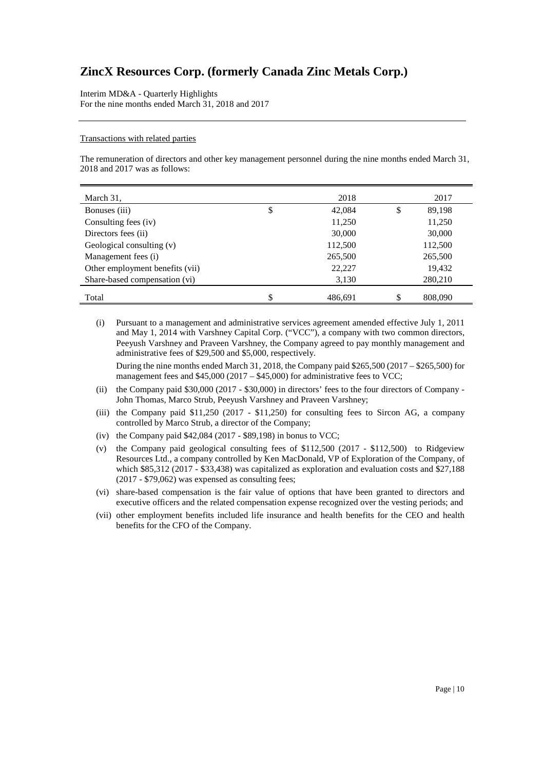# ZincX Resources Corp. (formerly Canada Zinc Metals Corp.)

Interim MD&A - Quarterly Highlights
For the nine months ended March 31, 2018 and 2017

Transactions with related parties

The remuneration of directors and other key management personnel during the nine months ended March 31, 2018 and 2017 was as follows:

| March 31, | | 2018 | | 2017 |
|---|---|---|---|---|
| Bonuses (iii) | $ | 42,084 | $ | 89,198 |
| Consulting fees (iv) | | 11,250 | | 11,250 |
| Directors fees (ii) | | 30,000 | | 30,000 |
| Geological consulting (v) | | 112,500 | | 112,500 |
| Management fees (i) | | 265,500 | | 265,500 |
| Other employment benefits (vii) | | 22,227 | | 19,432 |
| Share-based compensation (vi) | | 3,130 | | 280,210 |
| Total | $ | 486,691 | $ | 808,090 |

(i) Pursuant to a management and administrative services agreement amended effective July 1, 2011 and May 1, 2014 with Varshney Capital Corp. ("VCC"), a company with two common directors, Peeyush Varshney and Praveen Varshney, the Company agreed to pay monthly management and administrative fees of $29,500 and $5,000, respectively.

During the nine months ended March 31, 2018, the Company paid $265,500 (2017 – $265,500) for management fees and $45,000 (2017 – $45,000) for administrative fees to VCC;

(ii) the Company paid $30,000 (2017 - $30,000) in directors' fees to the four directors of Company - John Thomas, Marco Strub, Peeyush Varshney and Praveen Varshney;

(iii) the Company paid $11,250 (2017 - $11,250) for consulting fees to Sircon AG, a company controlled by Marco Strub, a director of the Company;

(iv) the Company paid $42,084 (2017 - $89,198) in bonus to VCC;

(v) the Company paid geological consulting fees of $112,500 (2017 - $112,500) to Ridgeview Resources Ltd., a company controlled by Ken MacDonald, VP of Exploration of the Company, of which $85,312 (2017 - $33,438) was capitalized as exploration and evaluation costs and $27,188 (2017 - $79,062) was expensed as consulting fees;

(vi) share-based compensation is the fair value of options that have been granted to directors and executive officers and the related compensation expense recognized over the vesting periods; and

(vii) other employment benefits included life insurance and health benefits for the CEO and health benefits for the CFO of the Company.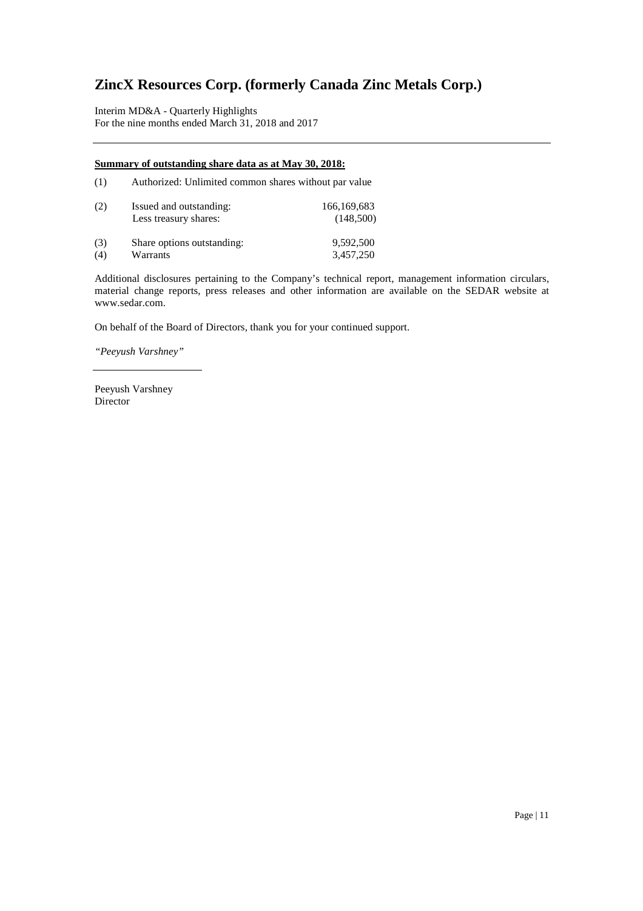**Summary of outstanding share data as at May 30, 2018:**

| | | |
|---|---|---|
| (1) | Authorized: Unlimited common shares without par value | |
| (2) | Issued and outstanding: | 166,169,683 |
| | Less treasury shares: | (148,500) |
| (3) | Share options outstanding: | 9,592,500 |
| (4) | Warrants | 3,457,250 |

Additional disclosures pertaining to the Company's technical report, management information circulars, material change reports, press releases and other information are available on the SEDAR website at www.sedar.com.

On behalf of the Board of Directors, thank you for your continued support.

*"Peeyush Varshney"*

Peeyush Varshney
Director